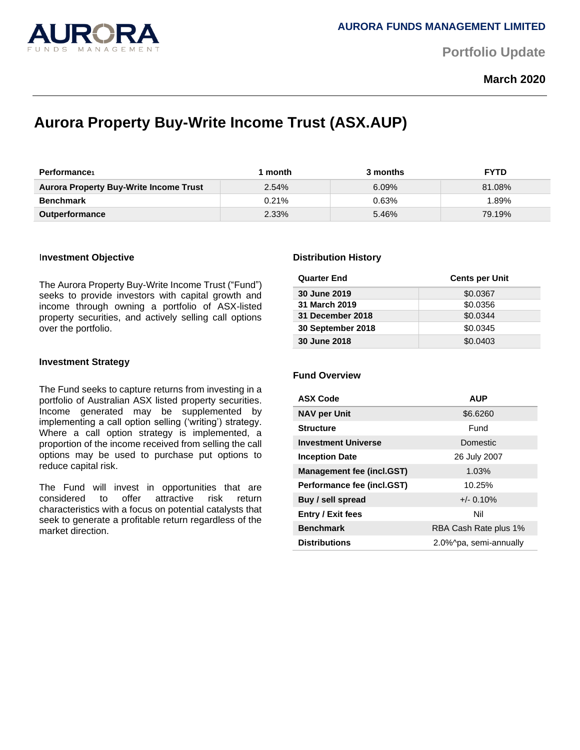AURORA FUNDS MANAGEMENT LIMITED

Portfolio Update

**March 2020**

# Aurora Property Buy-Write Income Trust (ASX.AUP)

| Performance[1] | 1 month | 3 months | FYTD |
|---|---|---|---|
| **Aurora Property Buy-Write Income Trust** | 2.54% | 6.09% | 81.08% |
| **Benchmark** | 0.21% | 0.63% | 1.89% |
| **Outperformance** | 2.33% | 5.46% | 79.19% |

### Investment Objective

The Aurora Property Buy-Write Income Trust ("Fund") seeks to provide investors with capital growth and income through owning a portfolio of ASX-listed property securities, and actively selling call options over the portfolio.

### Investment Strategy

The Fund seeks to capture returns from investing in a portfolio of Australian ASX listed property securities. Income generated may be supplemented by implementing a call option selling ('writing') strategy. Where a call option strategy is implemented, a proportion of the income received from selling the call options may be used to purchase put options to reduce capital risk.

The Fund will invest in opportunities that are considered to offer attractive risk return characteristics with a focus on potential catalysts that seek to generate a profitable return regardless of the market direction.

### Distribution History

| Quarter End | Cents per Unit |
|---|---|
| **30 June 2019** | $0.0367 |
| **31 March 2019** | $0.0356 |
| **31 December 2018** | $0.0344 |
| **30 September 2018** | $0.0345 |
| **30 June 2018** | $0.0403 |

### Fund Overview

| ASX Code | AUP |
|---|---|
| **NAV per Unit** | $6.6260 |
| **Structure** | Fund |
| **Investment Universe** | Domestic |
| **Inception Date** | 26 July 2007 |
| **Management fee (incl.GST)** | 1.03% |
| **Performance fee (incl.GST)** | 10.25% |
| **Buy / sell spread** | +/- 0.10% |
| **Entry / Exit fees** | Nil |
| **Benchmark** | RBA Cash Rate plus 1% |
| **Distributions** | 2.0%^pa, semi-annually |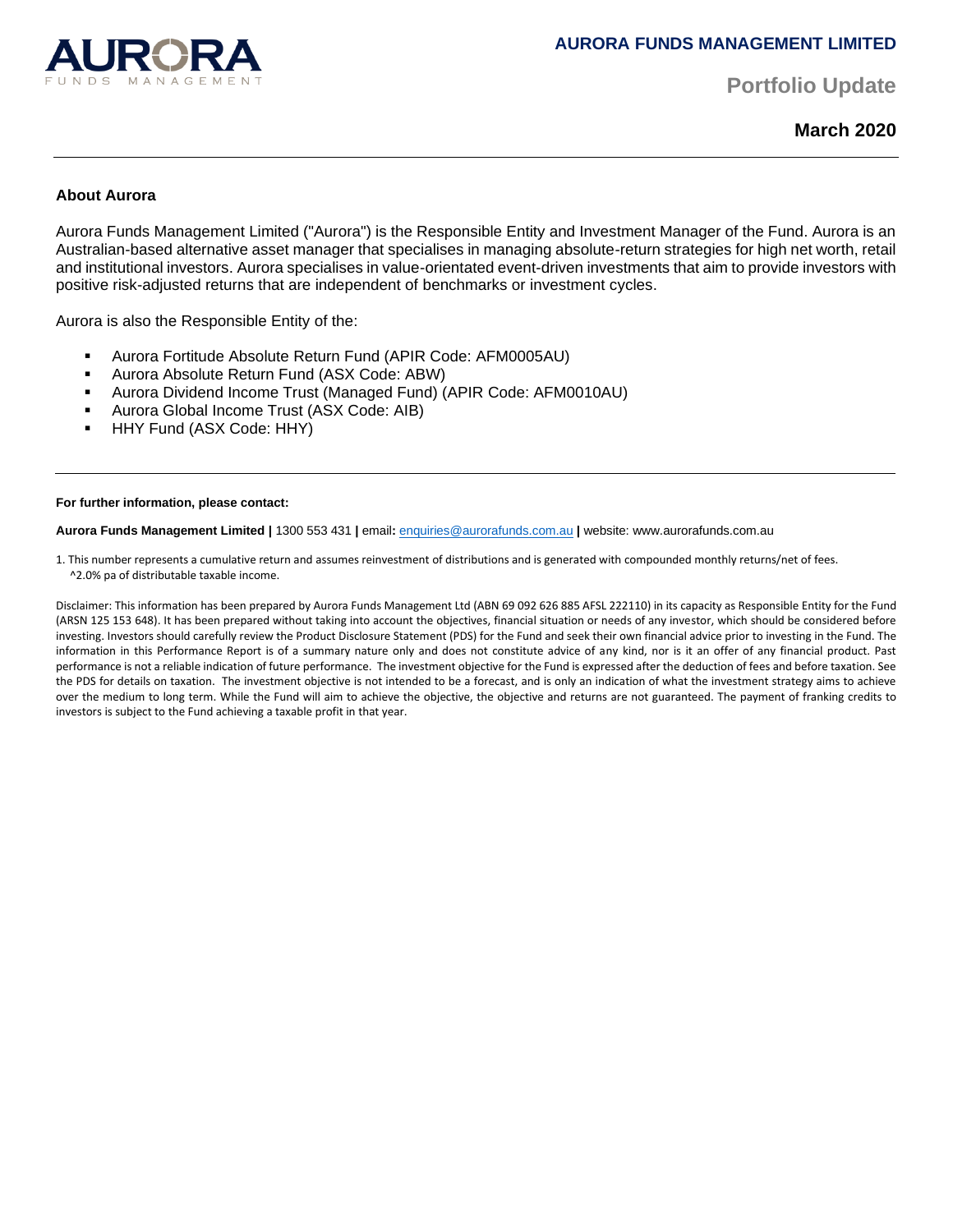## About Aurora

Aurora Funds Management Limited ("Aurora") is the Responsible Entity and Investment Manager of the Fund. Aurora is an Australian-based alternative asset manager that specialises in managing absolute-return strategies for high net worth, retail and institutional investors. Aurora specialises in value-orientated event-driven investments that aim to provide investors with positive risk-adjusted returns that are independent of benchmarks or investment cycles.

Aurora is also the Responsible Entity of the:

- Aurora Fortitude Absolute Return Fund (APIR Code: AFM0005AU)
- Aurora Absolute Return Fund (ASX Code: ABW)
- Aurora Dividend Income Trust (Managed Fund) (APIR Code: AFM0010AU)
- Aurora Global Income Trust (ASX Code: AIB)
- HHY Fund (ASX Code: HHY)

---

**For further information, please contact:**

**Aurora Funds Management Limited |** 1300 553 431 **|** email**:** enquiries@aurorafunds.com.au **|** website: www.aurorafunds.com.au

1. This number represents a cumulative return and assumes reinvestment of distributions and is generated with compounded monthly returns/net of fees.
^2.0% pa of distributable taxable income.

Disclaimer: This information has been prepared by Aurora Funds Management Ltd (ABN 69 092 626 885 AFSL 222110) in its capacity as Responsible Entity for the Fund (ARSN 125 153 648). It has been prepared without taking into account the objectives, financial situation or needs of any investor, which should be considered before investing. Investors should carefully review the Product Disclosure Statement (PDS) for the Fund and seek their own financial advice prior to investing in the Fund. The information in this Performance Report is of a summary nature only and does not constitute advice of any kind, nor is it an offer of any financial product. Past performance is not a reliable indication of future performance. The investment objective for the Fund is expressed after the deduction of fees and before taxation. See the PDS for details on taxation. The investment objective is not intended to be a forecast, and is only an indication of what the investment strategy aims to achieve over the medium to long term. While the Fund will aim to achieve the objective, the objective and returns are not guaranteed. The payment of franking credits to investors is subject to the Fund achieving a taxable profit in that year.